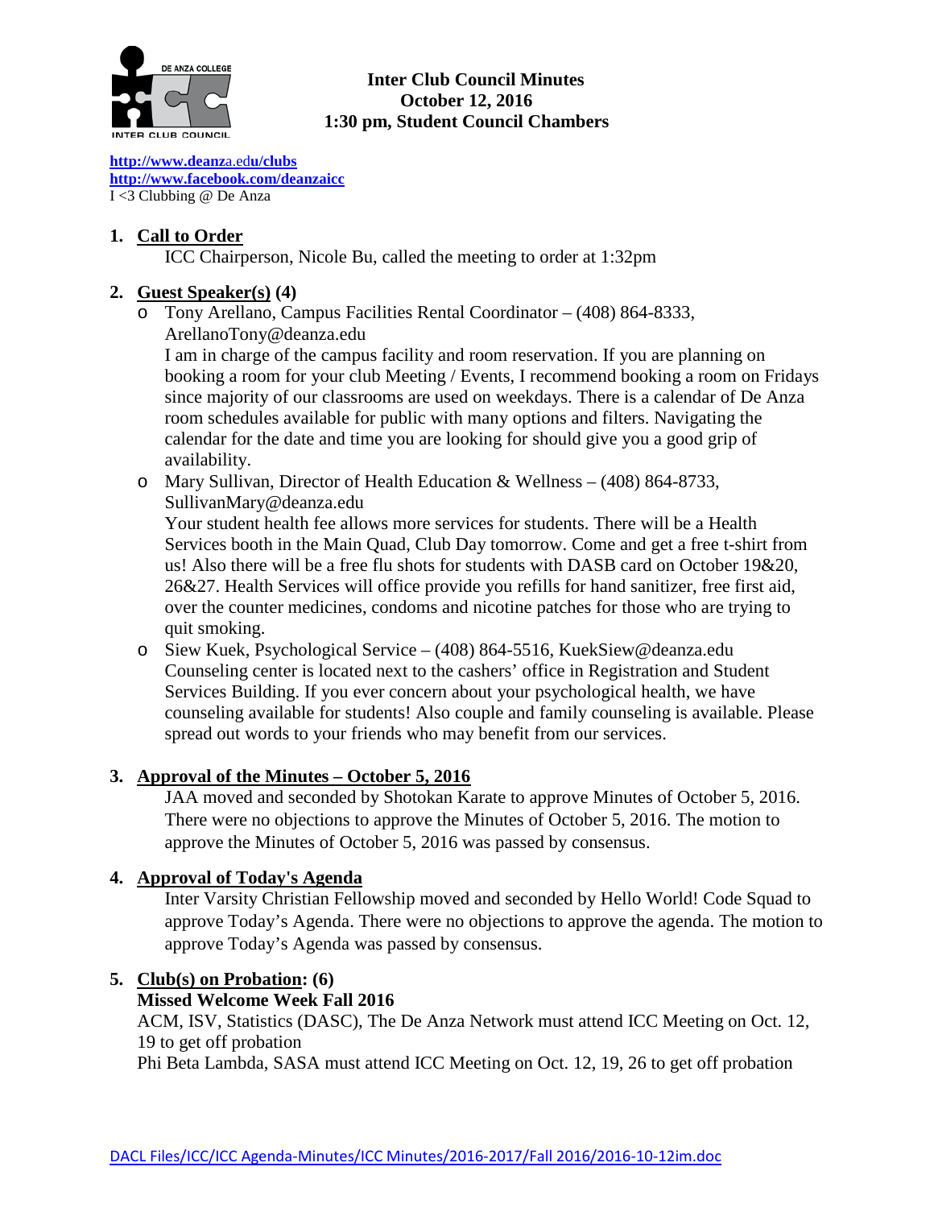# Inter Club Council Minutes
## October 12, 2016
## 1:30 pm, Student Council Chambers

**http://www.deanza.edu/clubs**
**http://www.facebook.com/deanzaicc**
I <3 Clubbing @ De Anza

1. **Call to Order**

   ICC Chairperson, Nicole Bu, called the meeting to order at 1:32pm

2. **Guest Speaker(s) (4)**
   - Tony Arellano, Campus Facilities Rental Coordinator – (408) 864-8333, ArellanoTony@deanza.edu
     I am in charge of the campus facility and room reservation. If you are planning on booking a room for your club Meeting / Events, I recommend booking a room on Fridays since majority of our classrooms are used on weekdays. There is a calendar of De Anza room schedules available for public with many options and filters. Navigating the calendar for the date and time you are looking for should give you a good grip of availability.
   - Mary Sullivan, Director of Health Education & Wellness – (408) 864-8733, SullivanMary@deanza.edu
     Your student health fee allows more services for students. There will be a Health Services booth in the Main Quad, Club Day tomorrow. Come and get a free t-shirt from us! Also there will be a free flu shots for students with DASB card on October 19&20, 26&27. Health Services will office provide you refills for hand sanitizer, free first aid, over the counter medicines, condoms and nicotine patches for those who are trying to quit smoking.
   - Siew Kuek, Psychological Service – (408) 864-5516, KuekSiew@deanza.edu
     Counseling center is located next to the cashers' office in Registration and Student Services Building. If you ever concern about your psychological health, we have counseling available for students! Also couple and family counseling is available. Please spread out words to your friends who may benefit from our services.

3. **Approval of the Minutes – October 5, 2016**

   JAA moved and seconded by Shotokan Karate to approve Minutes of October 5, 2016. There were no objections to approve the Minutes of October 5, 2016. The motion to approve the Minutes of October 5, 2016 was passed by consensus.

4. **Approval of Today's Agenda**

   Inter Varsity Christian Fellowship moved and seconded by Hello World! Code Squad to approve Today's Agenda. There were no objections to approve the agenda. The motion to approve Today's Agenda was passed by consensus.

5. **Club(s) on Probation: (6)**

   **Missed Welcome Week Fall 2016**

   ACM, ISV, Statistics (DASC), The De Anza Network must attend ICC Meeting on Oct. 12, 19 to get off probation

   Phi Beta Lambda, SASA must attend ICC Meeting on Oct. 12, 19, 26 to get off probation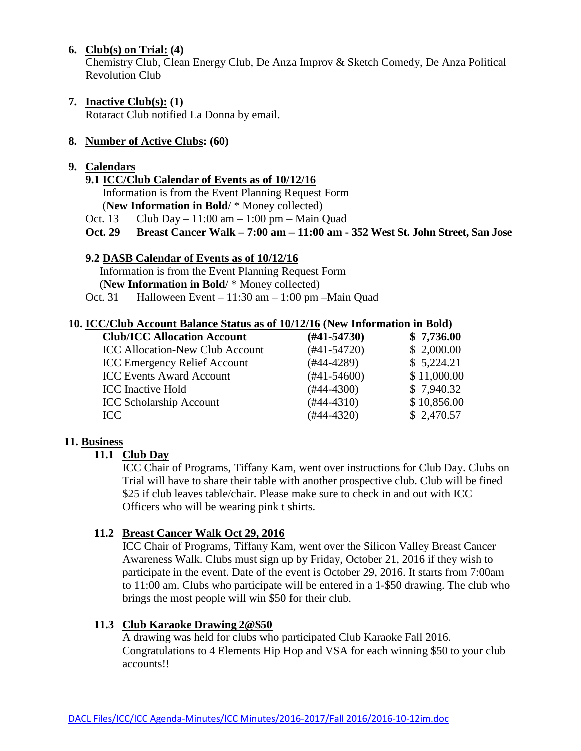6. **Club(s) on Trial: (4)**
   Chemistry Club, Clean Energy Club, De Anza Improv & Sketch Comedy, De Anza Political Revolution Club

7. **Inactive Club(s): (1)**
   Rotaract Club notified La Donna by email.

8. **Number of Active Clubs: (60)**

9. **Calendars**

   **9.1 ICC/Club Calendar of Events as of 10/12/16**
   Information is from the Event Planning Request Form
   (**New Information in Bold**/ * Money collected)
   Oct. 13 Club Day – 11:00 am – 1:00 pm – Main Quad
   **Oct. 29 Breast Cancer Walk – 7:00 am – 11:00 am - 352 West St. John Street, San Jose**

   **9.2 DASB Calendar of Events as of 10/12/16**
   Information is from the Event Planning Request Form
   (**New Information in Bold**/ * Money collected)
   Oct. 31 Halloween Event – 11:30 am – 1:00 pm –Main Quad

10. **ICC/Club Account Balance Status as of 10/12/16 (New Information in Bold)**

| | | |
|---|---|---|
| **Club/ICC Allocation Account** | **(#41-54730)** | **$ 7,736.00** |
| ICC Allocation-New Club Account | (#41-54720) | $ 2,000.00 |
| ICC Emergency Relief Account | (#44-4289) | $ 5,224.21 |
| ICC Events Award Account | (#41-54600) | $ 11,000.00 |
| ICC Inactive Hold | (#44-4300) | $ 7,940.32 |
| ICC Scholarship Account | (#44-4310) | $ 10,856.00 |
| ICC | (#44-4320) | $ 2,470.57 |

11. **Business**

   **11.1 Club Day**
   ICC Chair of Programs, Tiffany Kam, went over instructions for Club Day. Clubs on Trial will have to share their table with another prospective club. Club will be fined $25 if club leaves table/chair. Please make sure to check in and out with ICC Officers who will be wearing pink t shirts.

   **11.2 Breast Cancer Walk Oct 29, 2016**
   ICC Chair of Programs, Tiffany Kam, went over the Silicon Valley Breast Cancer Awareness Walk. Clubs must sign up by Friday, October 21, 2016 if they wish to participate in the event. Date of the event is October 29, 2016. It starts from 7:00am to 11:00 am. Clubs who participate will be entered in a 1-$50 drawing. The club who brings the most people will win $50 for their club.

   **11.3 Club Karaoke Drawing 2@$50**
   A drawing was held for clubs who participated Club Karaoke Fall 2016. Congratulations to 4 Elements Hip Hop and VSA for each winning $50 to your club accounts!!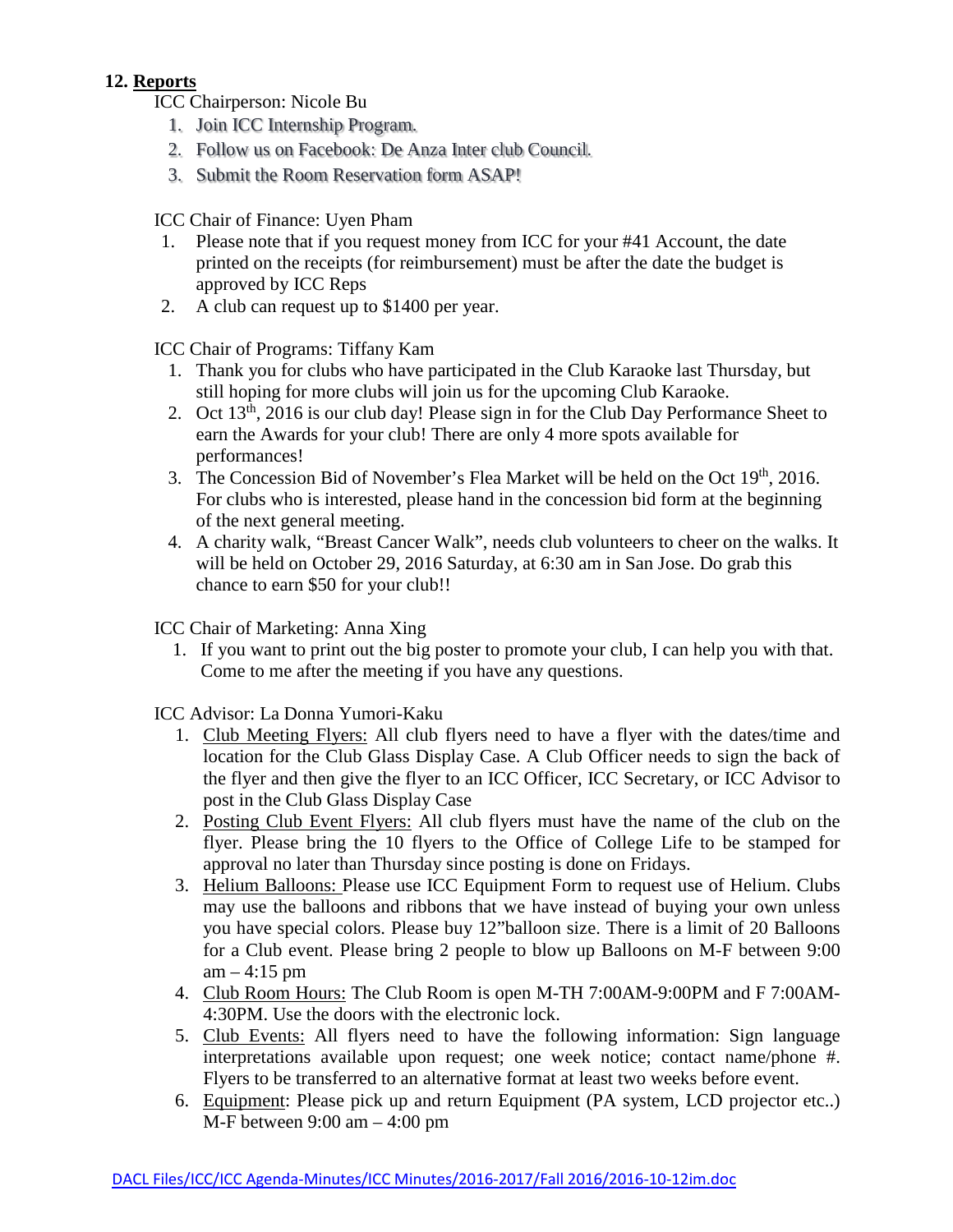## 12. **Reports**

ICC Chairperson: Nicole Bu

1. Join ICC Internship Program.
2. Follow us on Facebook: De Anza Inter club Council.
3. Submit the Room Reservation form ASAP!

ICC Chair of Finance: Uyen Pham

1. Please note that if you request money from ICC for your #41 Account, the date printed on the receipts (for reimbursement) must be after the date the budget is approved by ICC Reps
2. A club can request up to $1400 per year.

ICC Chair of Programs: Tiffany Kam

1. Thank you for clubs who have participated in the Club Karaoke last Thursday, but still hoping for more clubs will join us for the upcoming Club Karaoke.
2. Oct 13th, 2016 is our club day! Please sign in for the Club Day Performance Sheet to earn the Awards for your club! There are only 4 more spots available for performances!
3. The Concession Bid of November's Flea Market will be held on the Oct 19th, 2016. For clubs who is interested, please hand in the concession bid form at the beginning of the next general meeting.
4. A charity walk, "Breast Cancer Walk", needs club volunteers to cheer on the walks. It will be held on October 29, 2016 Saturday, at 6:30 am in San Jose. Do grab this chance to earn $50 for your club!!

ICC Chair of Marketing: Anna Xing

1. If you want to print out the big poster to promote your club, I can help you with that. Come to me after the meeting if you have any questions.

ICC Advisor: La Donna Yumori-Kaku

1. Club Meeting Flyers: All club flyers need to have a flyer with the dates/time and location for the Club Glass Display Case. A Club Officer needs to sign the back of the flyer and then give the flyer to an ICC Officer, ICC Secretary, or ICC Advisor to post in the Club Glass Display Case
2. Posting Club Event Flyers: All club flyers must have the name of the club on the flyer. Please bring the 10 flyers to the Office of College Life to be stamped for approval no later than Thursday since posting is done on Fridays.
3. Helium Balloons: Please use ICC Equipment Form to request use of Helium. Clubs may use the balloons and ribbons that we have instead of buying your own unless you have special colors. Please buy 12"balloon size. There is a limit of 20 Balloons for a Club event. Please bring 2 people to blow up Balloons on M-F between 9:00 am – 4:15 pm
4. Club Room Hours: The Club Room is open M-TH 7:00AM-9:00PM and F 7:00AM-4:30PM. Use the doors with the electronic lock.
5. Club Events: All flyers need to have the following information: Sign language interpretations available upon request; one week notice; contact name/phone #. Flyers to be transferred to an alternative format at least two weeks before event.
6. Equipment: Please pick up and return Equipment (PA system, LCD projector etc..) M-F between 9:00 am – 4:00 pm

DACL Files/ICC/ICC Agenda-Minutes/ICC Minutes/2016-2017/Fall 2016/2016-10-12im.doc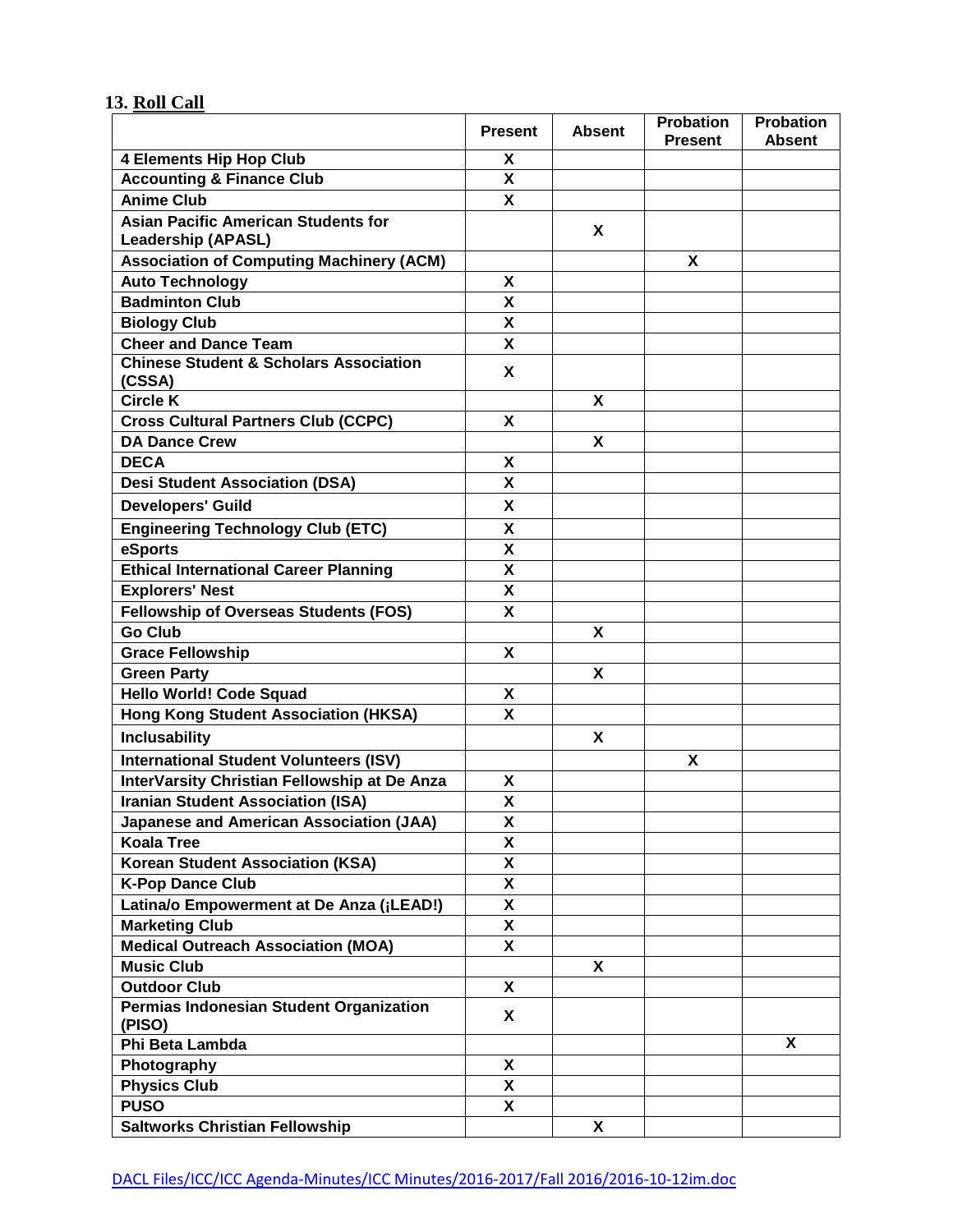## 13. Roll Call

| | Present | Absent | Probation Present | Probation Absent |
|---|---|---|---|---|
| 4 Elements Hip Hop Club | X | | | |
| Accounting & Finance Club | X | | | |
| Anime Club | X | | | |
| Asian Pacific American Students for Leadership (APASL) | | X | | |
| Association of Computing Machinery (ACM) | | | X | |
| Auto Technology | X | | | |
| Badminton Club | X | | | |
| Biology Club | X | | | |
| Cheer and Dance Team | X | | | |
| Chinese Student & Scholars Association (CSSA) | X | | | |
| Circle K | | X | | |
| Cross Cultural Partners Club (CCPC) | X | | | |
| DA Dance Crew | | X | | |
| DECA | X | | | |
| Desi Student Association (DSA) | X | | | |
| Developers' Guild | X | | | |
| Engineering Technology Club (ETC) | X | | | |
| eSports | X | | | |
| Ethical International Career Planning | X | | | |
| Explorers' Nest | X | | | |
| Fellowship of Overseas Students (FOS) | X | | | |
| Go Club | | X | | |
| Grace Fellowship | X | | | |
| Green Party | | X | | |
| Hello World! Code Squad | X | | | |
| Hong Kong Student Association (HKSA) | X | | | |
| Inclusability | | X | | |
| International Student Volunteers (ISV) | | | X | |
| InterVarsity Christian Fellowship at De Anza | X | | | |
| Iranian Student Association (ISA) | X | | | |
| Japanese and American Association (JAA) | X | | | |
| Koala Tree | X | | | |
| Korean Student Association (KSA) | X | | | |
| K-Pop Dance Club | X | | | |
| Latina/o Empowerment at De Anza (¡LEAD!) | X | | | |
| Marketing Club | X | | | |
| Medical Outreach Association (MOA) | X | | | |
| Music Club | | X | | |
| Outdoor Club | X | | | |
| Permias Indonesian Student Organization (PISO) | X | | | |
| Phi Beta Lambda | | | | X |
| Photography | X | | | |
| Physics Club | X | | | |
| PUSO | X | | | |
| Saltworks Christian Fellowship | | X | | |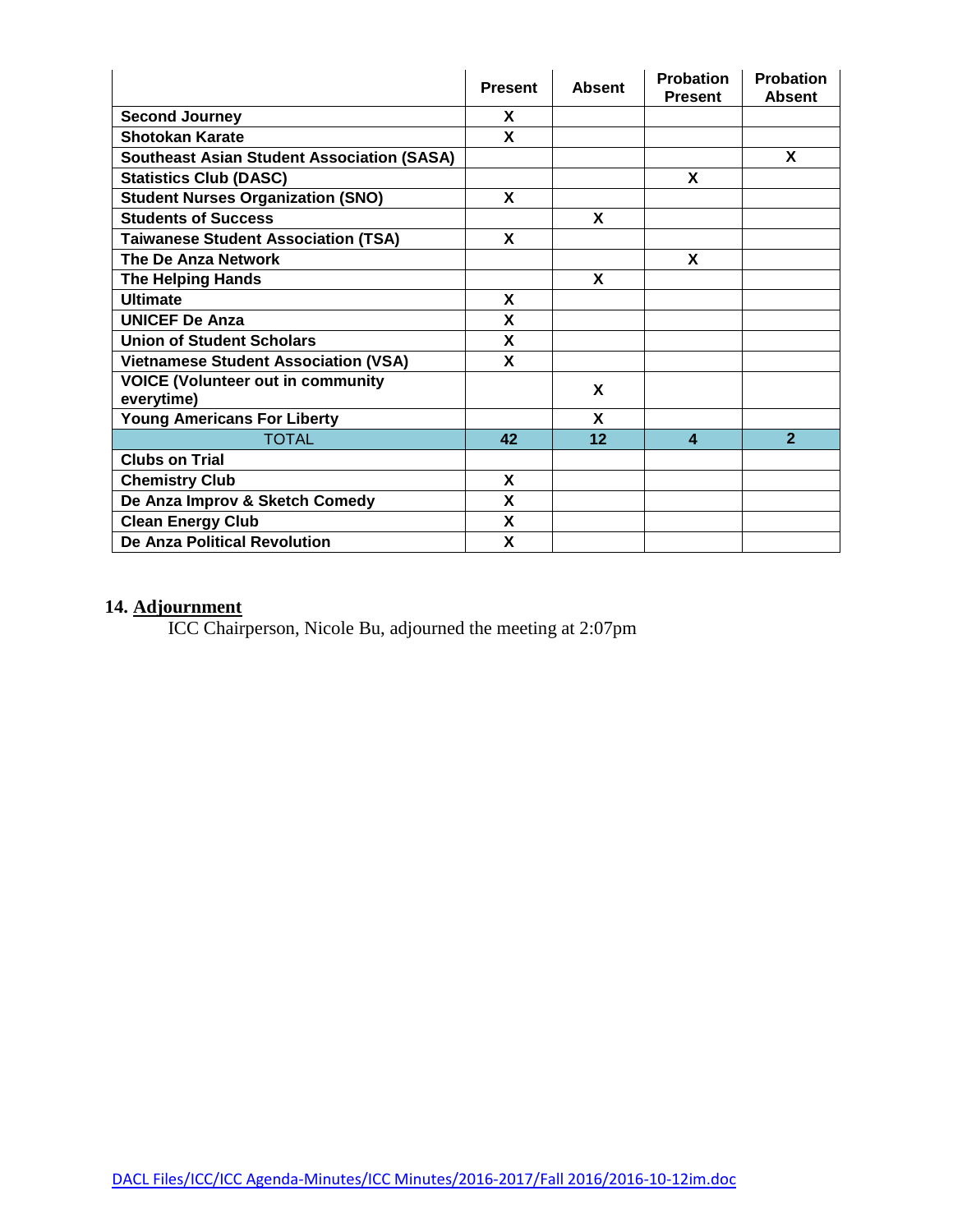| | Present | Absent | Probation Present | Probation Absent |
|---|---|---|---|---|
| **Second Journey** | X | | | |
| **Shotokan Karate** | X | | | |
| **Southeast Asian Student Association (SASA)** | | | | X |
| **Statistics Club (DASC)** | | | X | |
| **Student Nurses Organization (SNO)** | X | | | |
| **Students of Success** | | X | | |
| **Taiwanese Student Association (TSA)** | X | | | |
| **The De Anza Network** | | | X | |
| **The Helping Hands** | | X | | |
| **Ultimate** | X | | | |
| **UNICEF De Anza** | X | | | |
| **Union of Student Scholars** | X | | | |
| **Vietnamese Student Association (VSA)** | X | | | |
| **VOICE (Volunteer out in community everytime)** | | X | | |
| **Young Americans For Liberty** | | X | | |
| TOTAL | 42 | 12 | 4 | 2 |
| **Clubs on Trial** | | | | |
| **Chemistry Club** | X | | | |
| **De Anza Improv & Sketch Comedy** | X | | | |
| **Clean Energy Club** | X | | | |
| **De Anza Political Revolution** | X | | | |

## 14. Adjournment

ICC Chairperson, Nicole Bu, adjourned the meeting at 2:07pm

DACL Files/ICC/ICC Agenda-Minutes/ICC Minutes/2016-2017/Fall 2016/2016-10-12im.doc